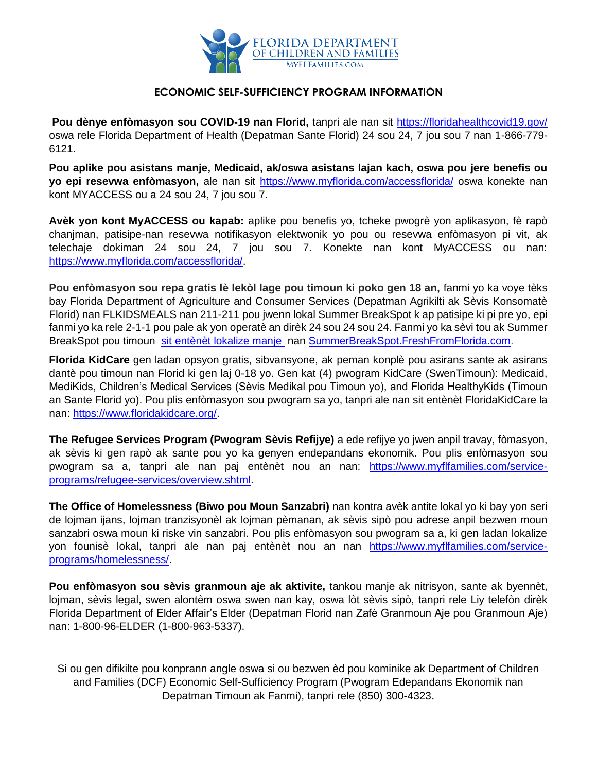FLORIDA DEPARTMENT OF CHILDREN AND FAMILIES
MYFLFAMILIES.COM

## ECONOMIC SELF-SUFFICIENCY PROGRAM INFORMATION

**Pou dènye enfòmasyon sou COVID-19 nan Florid,** tanpri ale nan sit https://floridahealthcovid19.gov/ oswa rele Florida Department of Health (Depatman Sante Florid) 24 sou 24, 7 jou sou 7 nan 1-866-779-6121.

**Pou aplike pou asistans manje, Medicaid, ak/oswa asistans lajan kach, oswa pou jere benefis ou yo epi resevwa enfòmasyon,** ale nan sit https://www.myflorida.com/accessflorida/ oswa konekte nan kont MYACCESS ou a 24 sou 24, 7 jou sou 7.

**Avèk yon kont MyACCESS ou kapab:** aplike pou benefis yo, tcheke pwogrè yon aplikasyon, fè rapò chanjman, patisipe-nan resevwa notifikasyon elektwonik yo pou ou resevwa enfòmasyon pi vit, ak telechaje dokiman 24 sou 24, 7 jou sou 7. Konekte nan kont MyACCESS ou nan: https://www.myflorida.com/accessflorida/.

**Pou enfòmasyon sou repa gratis lè lekòl lage pou timoun ki poko gen 18 an,** fanmi yo ka voye tèks bay Florida Department of Agriculture and Consumer Services (Depatman Agrikilti ak Sèvis Konsomatè Florid) nan FLKIDSMEALS nan 211-211 pou jwenn lokal Summer BreakSpot k ap patisipe ki pi pre yo, epi fanmi yo ka rele 2-1-1 pou pale ak yon operatè an dirèk 24 sou 24 sou 24. Fanmi yo ka sèvi tou ak Summer BreakSpot pou timoun sit entènèt lokalize manje nan SummerBreakSpot.FreshFromFlorida.com.

**Florida KidCare** gen ladan opsyon gratis, sibvansyone, ak peman konplè pou asirans sante ak asirans dantè pou timoun nan Florid ki gen laj 0-18 yo. Gen kat (4) pwogram KidCare (SwenTimoun): Medicaid, MediKids, Children's Medical Services (Sèvis Medikal pou Timoun yo), and Florida HealthyKids (Timoun an Sante Florid yo). Pou plis enfòmasyon sou pwogram sa yo, tanpri ale nan sit entènèt FloridaKidCare la nan: https://www.floridakidcare.org/.

**The Refugee Services Program (Pwogram Sèvis Refijye)** a ede refijye yo jwen anpil travay, fòmasyon, ak sèvis ki gen rapò ak sante pou yo ka genyen endepandans ekonomik. Pou plis enfòmasyon sou pwogram sa a, tanpri ale nan paj entènèt nou an nan: https://www.myflfamilies.com/service-programs/refugee-services/overview.shtml.

**The Office of Homelessness (Biwo pou Moun Sanzabri)** nan kontra avèk antite lokal yo ki bay yon seri de lojman ijans, lojman tranzisyonèl ak lojman pèmanan, ak sèvis sipò pou adrese anpil bezwen moun sanzabri oswa moun ki riske vin sanzabri. Pou plis enfòmasyon sou pwogram sa a, ki gen ladan lokalize yon founisè lokal, tanpri ale nan paj entènèt nou an nan https://www.myflfamilies.com/service-programs/homelessness/.

**Pou enfòmasyon sou sèvis granmoun aje ak aktivite,** tankou manje ak nitrisyon, sante ak byennèt, lojman, sèvis legal, swen alontèm oswa swen nan kay, oswa lòt sèvis sipò, tanpri rele Liy telefòn dirèk Florida Department of Elder Affair's Elder (Depatman Florid nan Zafè Granmoun Aje pou Granmoun Aje) nan: 1-800-96-ELDER (1-800-963-5337).

Si ou gen difikilte pou konprann angle oswa si ou bezwen èd pou kominike ak Department of Children and Families (DCF) Economic Self-Sufficiency Program (Pwogram Edepandans Ekonomik nan Depatman Timoun ak Fanmi), tanpri rele (850) 300-4323.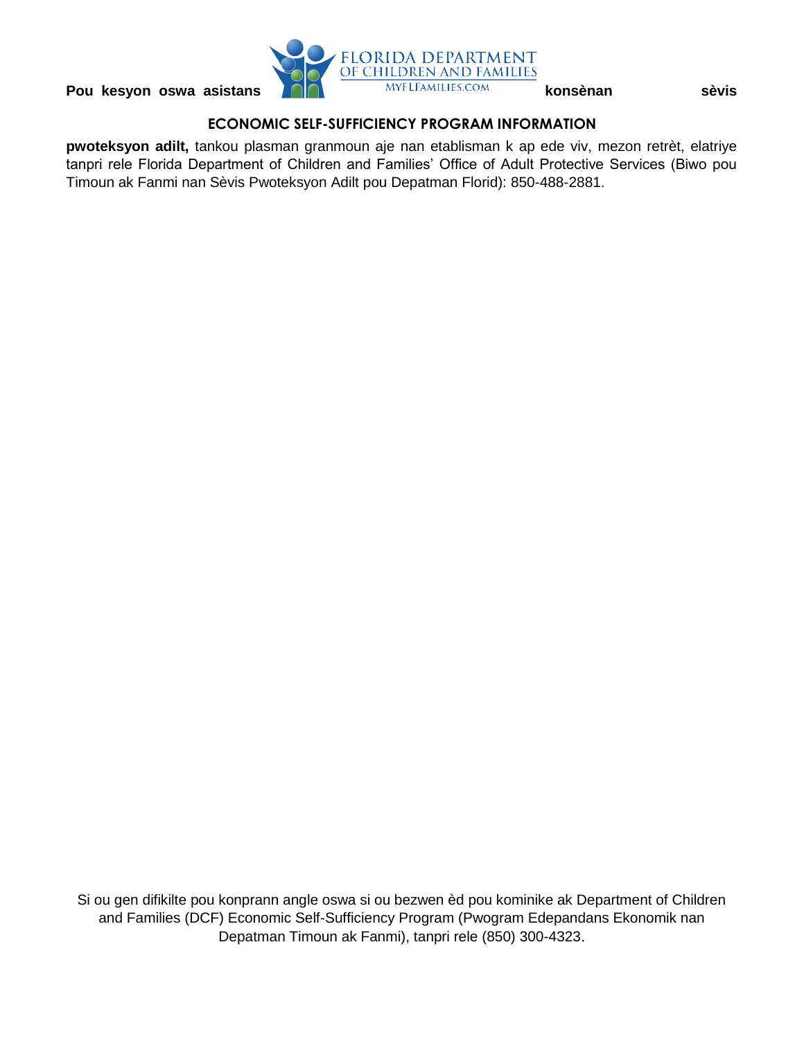**Pou kesyon oswa asistans konsènan sèvis**

**ECONOMIC SELF-SUFFICIENCY PROGRAM INFORMATION**

**pwoteksyon adilt,** tankou plasman granmoun aje nan etablisman k ap ede viv, mezon retrèt, elatriye tanpri rele Florida Department of Children and Families' Office of Adult Protective Services (Biwo pou Timoun ak Fanmi nan Sèvis Pwoteksyon Adilt pou Depatman Florid): 850-488-2881.

Si ou gen difikilte pou konprann angle oswa si ou bezwen èd pou kominike ak Department of Children and Families (DCF) Economic Self-Sufficiency Program (Pwogram Edepandans Ekonomik nan Depatman Timoun ak Fanmi), tanpri rele (850) 300-4323.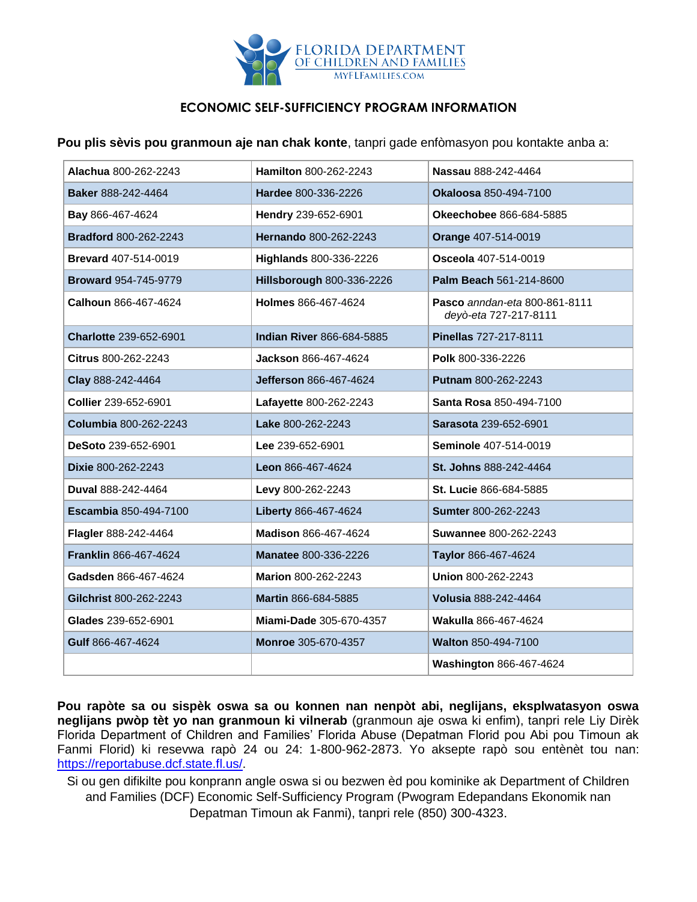FLORIDA DEPARTMENT OF CHILDREN AND FAMILIES
MYFLFAMILIES.COM

## ECONOMIC SELF-SUFFICIENCY PROGRAM INFORMATION

**Pou plis sèvis pou granmoun aje nan chak konte**, tanpri gade enfòmasyon pou kontakte anba a:

| | | |
|---|---|---|
| **Alachua** 800-262-2243 | **Hamilton** 800-262-2243 | **Nassau** 888-242-4464 |
| **Baker** 888-242-4464 | **Hardee** 800-336-2226 | **Okaloosa** 850-494-7100 |
| **Bay** 866-467-4624 | **Hendry** 239-652-6901 | **Okeechobee** 866-684-5885 |
| **Bradford** 800-262-2243 | **Hernando** 800-262-2243 | **Orange** 407-514-0019 |
| **Brevard** 407-514-0019 | **Highlands** 800-336-2226 | **Osceola** 407-514-0019 |
| **Broward** 954-745-9779 | **Hillsborough** 800-336-2226 | **Palm Beach** 561-214-8600 |
| **Calhoun** 866-467-4624 | **Holmes** 866-467-4624 | **Pasco** *anndan-eta* 800-861-8111 *deyò-eta* 727-217-8111 |
| **Charlotte** 239-652-6901 | **Indian River** 866-684-5885 | **Pinellas** 727-217-8111 |
| **Citrus** 800-262-2243 | **Jackson** 866-467-4624 | **Polk** 800-336-2226 |
| **Clay** 888-242-4464 | **Jefferson** 866-467-4624 | **Putnam** 800-262-2243 |
| **Collier** 239-652-6901 | **Lafayette** 800-262-2243 | **Santa Rosa** 850-494-7100 |
| **Columbia** 800-262-2243 | **Lake** 800-262-2243 | **Sarasota** 239-652-6901 |
| **DeSoto** 239-652-6901 | **Lee** 239-652-6901 | **Seminole** 407-514-0019 |
| **Dixie** 800-262-2243 | **Leon** 866-467-4624 | **St. Johns** 888-242-4464 |
| **Duval** 888-242-4464 | **Levy** 800-262-2243 | **St. Lucie** 866-684-5885 |
| **Escambia** 850-494-7100 | **Liberty** 866-467-4624 | **Sumter** 800-262-2243 |
| **Flagler** 888-242-4464 | **Madison** 866-467-4624 | **Suwannee** 800-262-2243 |
| **Franklin** 866-467-4624 | **Manatee** 800-336-2226 | **Taylor** 866-467-4624 |
| **Gadsden** 866-467-4624 | **Marion** 800-262-2243 | **Union** 800-262-2243 |
| **Gilchrist** 800-262-2243 | **Martin** 866-684-5885 | **Volusia** 888-242-4464 |
| **Glades** 239-652-6901 | **Miami-Dade** 305-670-4357 | **Wakulla** 866-467-4624 |
| **Gulf** 866-467-4624 | **Monroe** 305-670-4357 | **Walton** 850-494-7100 |
| | | **Washington** 866-467-4624 |

**Pou rapòte sa ou sispèk oswa sa ou konnen nan nenpòt abi, neglijans, eksplwatasyon oswa neglijans pwòp tèt yo nan granmoun ki vilnerab** (granmoun aje oswa ki enfim), tanpri rele Liy Dirèk Florida Department of Children and Families' Florida Abuse (Depatman Florid pou Abi pou Timoun ak Fanmi Florid) ki resevwa rapò 24 ou 24: 1-800-962-2873. Yo aksepte rapò sou entènèt tou nan: https://reportabuse.dcf.state.fl.us/.

Si ou gen difikilte pou konprann angle oswa si ou bezwen èd pou kominike ak Department of Children and Families (DCF) Economic Self-Sufficiency Program (Pwogram Edepandans Ekonomik nan Depatman Timoun ak Fanmi), tanpri rele (850) 300-4323.